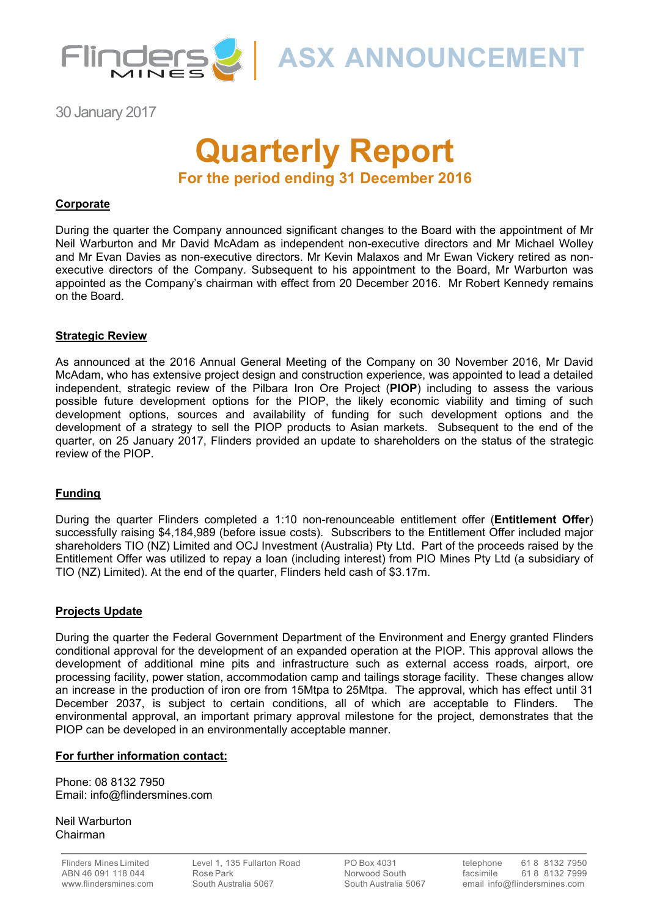Flinders Mines | ASX ANNOUNCEMENT

30 January 2017

# Quarterly Report

## For the period ending 31 December 2016

### Corporate

During the quarter the Company announced significant changes to the Board with the appointment of Mr Neil Warburton and Mr David McAdam as independent non-executive directors and Mr Michael Wolley and Mr Evan Davies as non-executive directors. Mr Kevin Malaxos and Mr Ewan Vickery retired as non-executive directors of the Company. Subsequent to his appointment to the Board, Mr Warburton was appointed as the Company's chairman with effect from 20 December 2016. Mr Robert Kennedy remains on the Board.

### Strategic Review

As announced at the 2016 Annual General Meeting of the Company on 30 November 2016, Mr David McAdam, who has extensive project design and construction experience, was appointed to lead a detailed independent, strategic review of the Pilbara Iron Ore Project (**PIOP**) including to assess the various possible future development options for the PIOP, the likely economic viability and timing of such development options, sources and availability of funding for such development options and the development of a strategy to sell the PIOP products to Asian markets. Subsequent to the end of the quarter, on 25 January 2017, Flinders provided an update to shareholders on the status of the strategic review of the PIOP.

### Funding

During the quarter Flinders completed a 1:10 non-renounceable entitlement offer (**Entitlement Offer**) successfully raising $4,184,989 (before issue costs). Subscribers to the Entitlement Offer included major shareholders TIO (NZ) Limited and OCJ Investment (Australia) Pty Ltd. Part of the proceeds raised by the Entitlement Offer was utilized to repay a loan (including interest) from PIO Mines Pty Ltd (a subsidiary of TIO (NZ) Limited). At the end of the quarter, Flinders held cash of $3.17m.

### Projects Update

During the quarter the Federal Government Department of the Environment and Energy granted Flinders conditional approval for the development of an expanded operation at the PIOP. This approval allows the development of additional mine pits and infrastructure such as external access roads, airport, ore processing facility, power station, accommodation camp and tailings storage facility. These changes allow an increase in the production of iron ore from 15Mtpa to 25Mtpa. The approval, which has effect until 31 December 2037, is subject to certain conditions, all of which are acceptable to Flinders. The environmental approval, an important primary approval milestone for the project, demonstrates that the PIOP can be developed in an environmentally acceptable manner.

### For further information contact:

Phone: 08 8132 7950
Email: info@flindersmines.com

Neil Warburton
Chairman

Flinders Mines Limited
ABN 46 091 118 044
www.flindersmines.com

Level 1, 135 Fullarton Road
Rose Park
South Australia 5067

PO Box 4031
Norwood South
South Australia 5067

telephone 61 8 8132 7950
facsimile 61 8 8132 7999
email info@flindersmines.com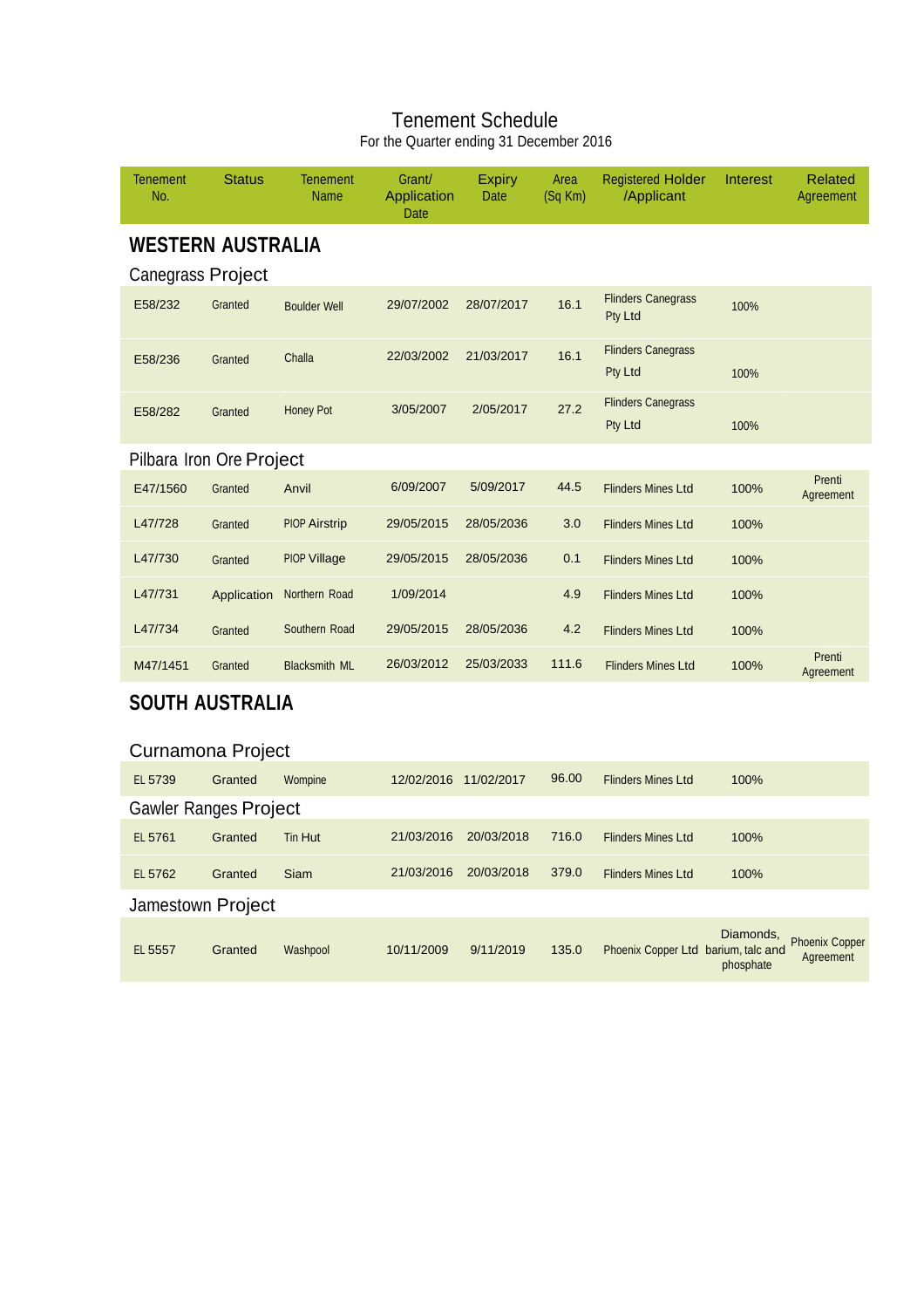# Tenement Schedule

For the Quarter ending 31 December 2016

| Tenement No. | Status | Tenement Name | Grant/ Application Date | Expiry Date | Area (Sq Km) | Registered Holder /Applicant | Interest | Related Agreement |
|---|---|---|---|---|---|---|---|---|
| **WESTERN AUSTRALIA** | | | | | | | | |
| Canegrass Project | | | | | | | | |
| E58/232 | Granted | Boulder Well | 29/07/2002 | 28/07/2017 | 16.1 | Flinders Canegrass Pty Ltd | 100% | |
| E58/236 | Granted | Challa | 22/03/2002 | 21/03/2017 | 16.1 | Flinders Canegrass Pty Ltd | 100% | |
| E58/282 | Granted | Honey Pot | 3/05/2007 | 2/05/2017 | 27.2 | Flinders Canegrass Pty Ltd | 100% | |
| Pilbara Iron Ore Project | | | | | | | | |
| E47/1560 | Granted | Anvil | 6/09/2007 | 5/09/2017 | 44.5 | Flinders Mines Ltd | 100% | Prenti Agreement |
| L47/728 | Granted | PIOP Airstrip | 29/05/2015 | 28/05/2036 | 3.0 | Flinders Mines Ltd | 100% | |
| L47/730 | Granted | PIOP Village | 29/05/2015 | 28/05/2036 | 0.1 | Flinders Mines Ltd | 100% | |
| L47/731 | Application | Northern Road | 1/09/2014 | | 4.9 | Flinders Mines Ltd | 100% | |
| L47/734 | Granted | Southern Road | 29/05/2015 | 28/05/2036 | 4.2 | Flinders Mines Ltd | 100% | |
| M47/1451 | Granted | Blacksmith ML | 26/03/2012 | 25/03/2033 | 111.6 | Flinders Mines Ltd | 100% | Prenti Agreement |
| **SOUTH AUSTRALIA** | | | | | | | | |
| Curnamona Project | | | | | | | | |
| EL 5739 | Granted | Wompine | 12/02/2016 | 11/02/2017 | 96.00 | Flinders Mines Ltd | 100% | |
| Gawler Ranges Project | | | | | | | | |
| EL 5761 | Granted | Tin Hut | 21/03/2016 | 20/03/2018 | 716.0 | Flinders Mines Ltd | 100% | |
| EL 5762 | Granted | Siam | 21/03/2016 | 20/03/2018 | 379.0 | Flinders Mines Ltd | 100% | |
| Jamestown Project | | | | | | | | |
| EL 5557 | Granted | Washpool | 10/11/2009 | 9/11/2019 | 135.0 | Phoenix Copper Ltd | Diamonds, barium, talc and phosphate | Phoenix Copper Agreement |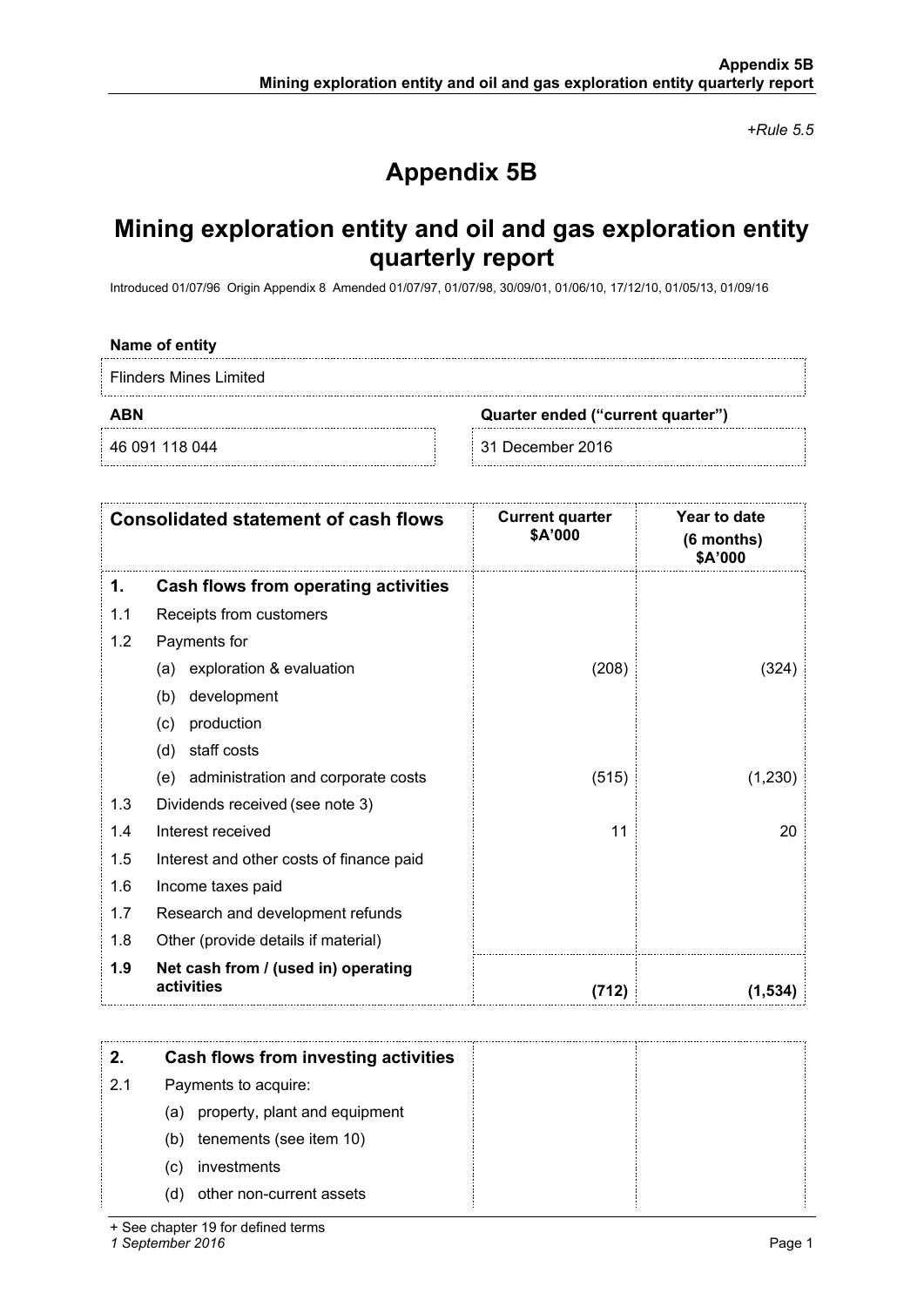*+Rule 5.5*

# Appendix 5B

## Mining exploration entity and oil and gas exploration entity quarterly report

Introduced 01/07/96 Origin Appendix 8 Amended 01/07/97, 01/07/98, 30/09/01, 01/06/10, 17/12/10, 01/05/13, 01/09/16

**Name of entity**

Flinders Mines Limited

| **ABN** | **Quarter ended ("current quarter")** |
|---|---|
| 46 091 118 044 | 31 December 2016 |

| **Consolidated statement of cash flows** | | **Current quarter $A'000** | **Year to date (6 months) $A'000** |
|---|---|---|---|
| **1.** | **Cash flows from operating activities** | | |
| 1.1 | Receipts from customers | | |
| 1.2 | Payments for | | |
| | (a) exploration & evaluation | (208) | (324) |
| | (b) development | | |
| | (c) production | | |
| | (d) staff costs | | |
| | (e) administration and corporate costs | (515) | (1,230) |
| 1.3 | Dividends received (see note 3) | | |
| 1.4 | Interest received | 11 | 20 |
| 1.5 | Interest and other costs of finance paid | | |
| 1.6 | Income taxes paid | | |
| 1.7 | Research and development refunds | | |
| 1.8 | Other (provide details if material) | | |
| **1.9** | **Net cash from / (used in) operating activities** | **(712)** | **(1,534)** |

| | | | |
|---|---|---|---|
| **2.** | **Cash flows from investing activities** | | |
| 2.1 | Payments to acquire: | | |
| | (a) property, plant and equipment | | |
| | (b) tenements (see item 10) | | |
| | (c) investments | | |
| | (d) other non-current assets | | |

+ See chapter 19 for defined terms

*1 September 2016*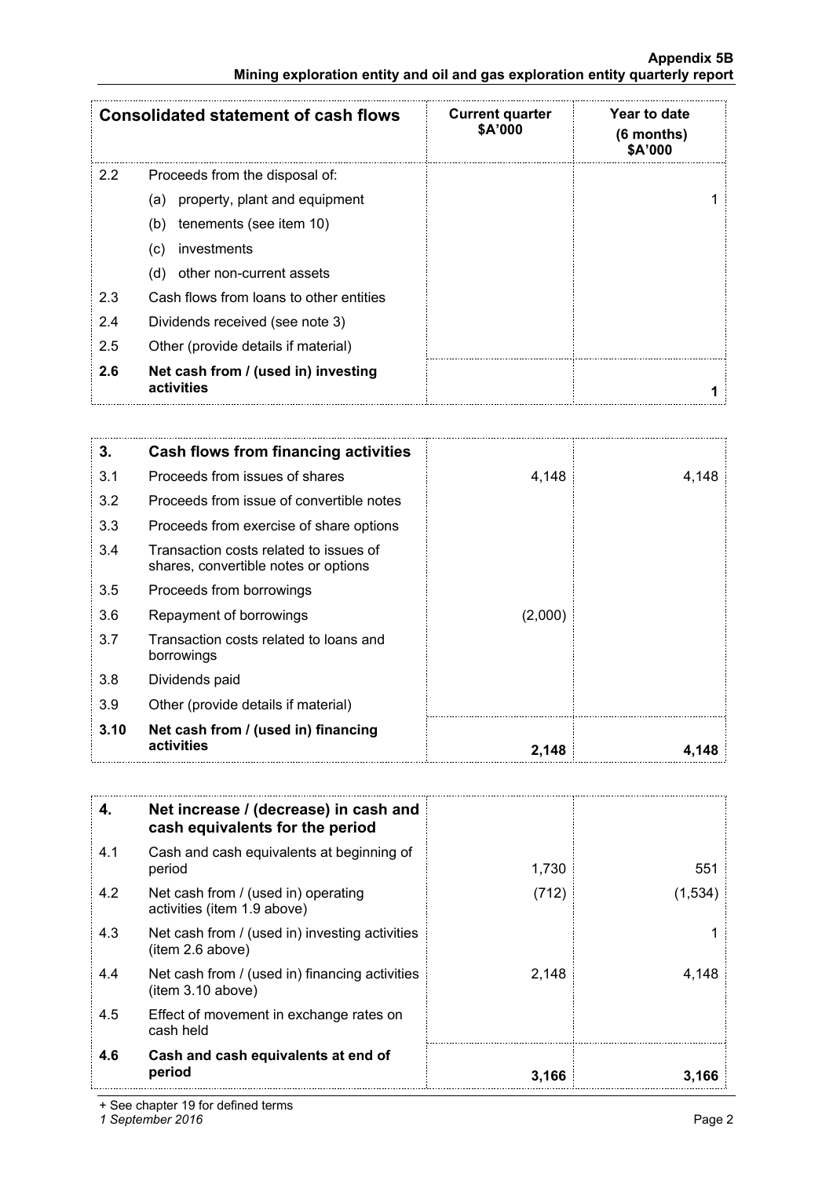| Consolidated statement of cash flows | | Current quarter $A'000 | Year to date (6 months) $A'000 |
|---|---|---|---|
| 2.2 | Proceeds from the disposal of: | | |
| | (a) property, plant and equipment | | 1 |
| | (b) tenements (see item 10) | | |
| | (c) investments | | |
| | (d) other non-current assets | | |
| 2.3 | Cash flows from loans to other entities | | |
| 2.4 | Dividends received (see note 3) | | |
| 2.5 | Other (provide details if material) | | |
| **2.6** | **Net cash from / (used in) investing activities** | | **1** |

| | | | |
|---|---|---|---|
| **3.** | **Cash flows from financing activities** | | |
| 3.1 | Proceeds from issues of shares | 4,148 | 4,148 |
| 3.2 | Proceeds from issue of convertible notes | | |
| 3.3 | Proceeds from exercise of share options | | |
| 3.4 | Transaction costs related to issues of shares, convertible notes or options | | |
| 3.5 | Proceeds from borrowings | | |
| 3.6 | Repayment of borrowings | (2,000) | |
| 3.7 | Transaction costs related to loans and borrowings | | |
| 3.8 | Dividends paid | | |
| 3.9 | Other (provide details if material) | | |
| **3.10** | **Net cash from / (used in) financing activities** | **2,148** | **4,148** |

| | | | |
|---|---|---|---|
| **4.** | **Net increase / (decrease) in cash and cash equivalents for the period** | | |
| 4.1 | Cash and cash equivalents at beginning of period | 1,730 | 551 |
| 4.2 | Net cash from / (used in) operating activities (item 1.9 above) | (712) | (1,534) |
| 4.3 | Net cash from / (used in) investing activities (item 2.6 above) | | 1 |
| 4.4 | Net cash from / (used in) financing activities (item 3.10 above) | 2,148 | 4,148 |
| 4.5 | Effect of movement in exchange rates on cash held | | |
| **4.6** | **Cash and cash equivalents at end of period** | **3,166** | **3,166** |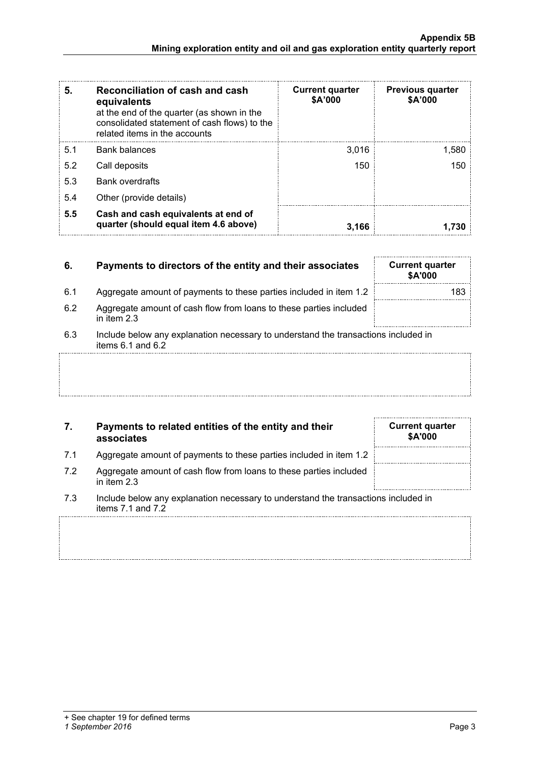| 5. | Reconciliation of cash and cash equivalents at the end of the quarter (as shown in the consolidated statement of cash flows) to the related items in the accounts | Current quarter $A'000 | Previous quarter $A'000 |
|---|---|---|---|
| 5.1 | Bank balances | 3,016 | 1,580 |
| 5.2 | Call deposits | 150 | 150 |
| 5.3 | Bank overdrafts | | |
| 5.4 | Other (provide details) | | |
| **5.5** | **Cash and cash equivalents at end of quarter (should equal item 4.6 above)** | **3,166** | **1,730** |

| 6. | Payments to directors of the entity and their associates | Current quarter $A'000 |
|---|---|---|
| 6.1 | Aggregate amount of payments to these parties included in item 1.2 | 183 |
| 6.2 | Aggregate amount of cash flow from loans to these parties included in item 2.3 | |

6.3 Include below any explanation necessary to understand the transactions included in items 6.1 and 6.2

| 7. | Payments to related entities of the entity and their associates | Current quarter $A'000 |
|---|---|---|
| 7.1 | Aggregate amount of payments to these parties included in item 1.2 | |
| 7.2 | Aggregate amount of cash flow from loans to these parties included in item 2.3 | |

7.3 Include below any explanation necessary to understand the transactions included in items 7.1 and 7.2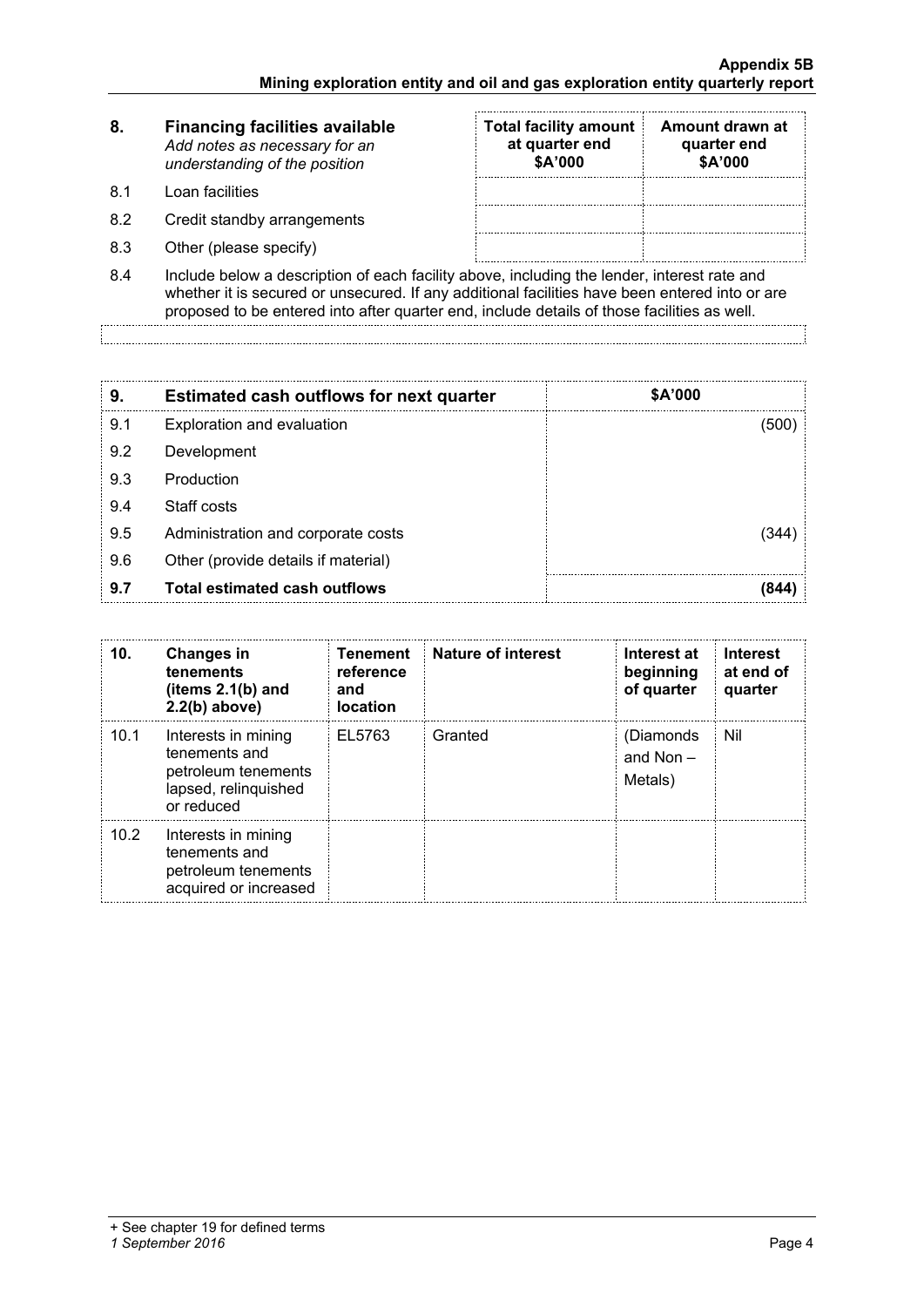| 8. | **Financing facilities available** *Add notes as necessary for an understanding of the position* | **Total facility amount at quarter end $A'000** | **Amount drawn at quarter end $A'000** |
|---|---|---|---|
| 8.1 | Loan facilities | | |
| 8.2 | Credit standby arrangements | | |
| 8.3 | Other (please specify) | | |

8.4 Include below a description of each facility above, including the lender, interest rate and whether it is secured or unsecured. If any additional facilities have been entered into or are proposed to be entered into after quarter end, include details of those facilities as well.

| 9. | **Estimated cash outflows for next quarter** | **$A'000** |
|---|---|---|
| 9.1 | Exploration and evaluation | (500) |
| 9.2 | Development | |
| 9.3 | Production | |
| 9.4 | Staff costs | |
| 9.5 | Administration and corporate costs | (344) |
| 9.6 | Other (provide details if material) | |
| **9.7** | **Total estimated cash outflows** | **(844)** |

| 10. | **Changes in tenements (items 2.1(b) and 2.2(b) above)** | **Tenement reference and location** | **Nature of interest** | **Interest at beginning of quarter** | **Interest at end of quarter** |
|---|---|---|---|---|---|
| 10.1 | Interests in mining tenements and petroleum tenements lapsed, relinquished or reduced | EL5763 | Granted | (Diamonds and Non – Metals) | Nil |
| 10.2 | Interests in mining tenements and petroleum tenements acquired or increased | | | | |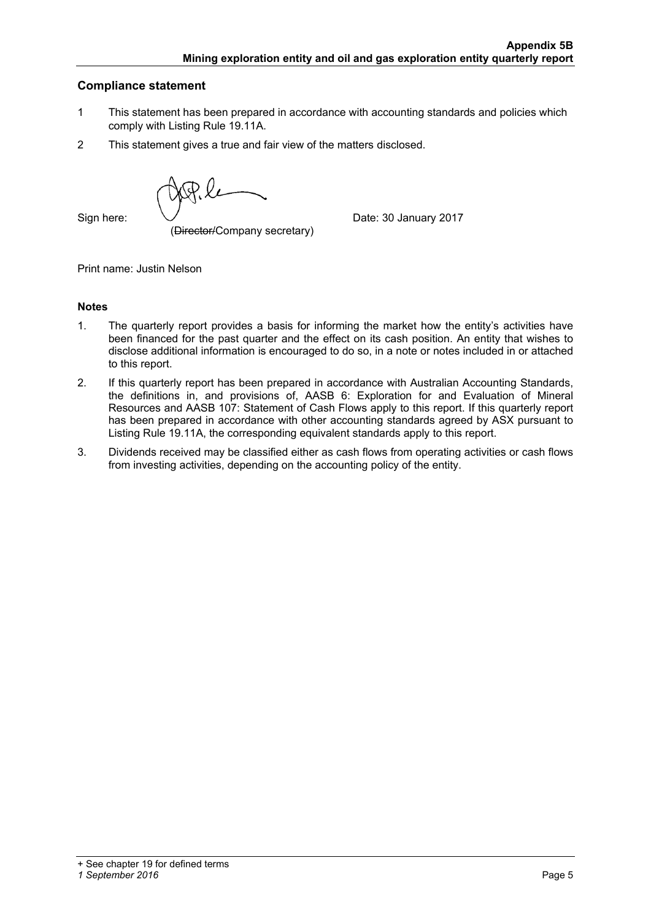## Compliance statement

1 This statement has been prepared in accordance with accounting standards and policies which comply with Listing Rule 19.11A.

2 This statement gives a true and fair view of the matters disclosed.

Sign here: Date: 30 January 2017

(~~Director~~/Company secretary)

Print name: Justin Nelson

### Notes

1. The quarterly report provides a basis for informing the market how the entity's activities have been financed for the past quarter and the effect on its cash position. An entity that wishes to disclose additional information is encouraged to do so, in a note or notes included in or attached to this report.
2. If this quarterly report has been prepared in accordance with Australian Accounting Standards, the definitions in, and provisions of, AASB 6: Exploration for and Evaluation of Mineral Resources and AASB 107: Statement of Cash Flows apply to this report. If this quarterly report has been prepared in accordance with other accounting standards agreed by ASX pursuant to Listing Rule 19.11A, the corresponding equivalent standards apply to this report.
3. Dividends received may be classified either as cash flows from operating activities or cash flows from investing activities, depending on the accounting policy of the entity.